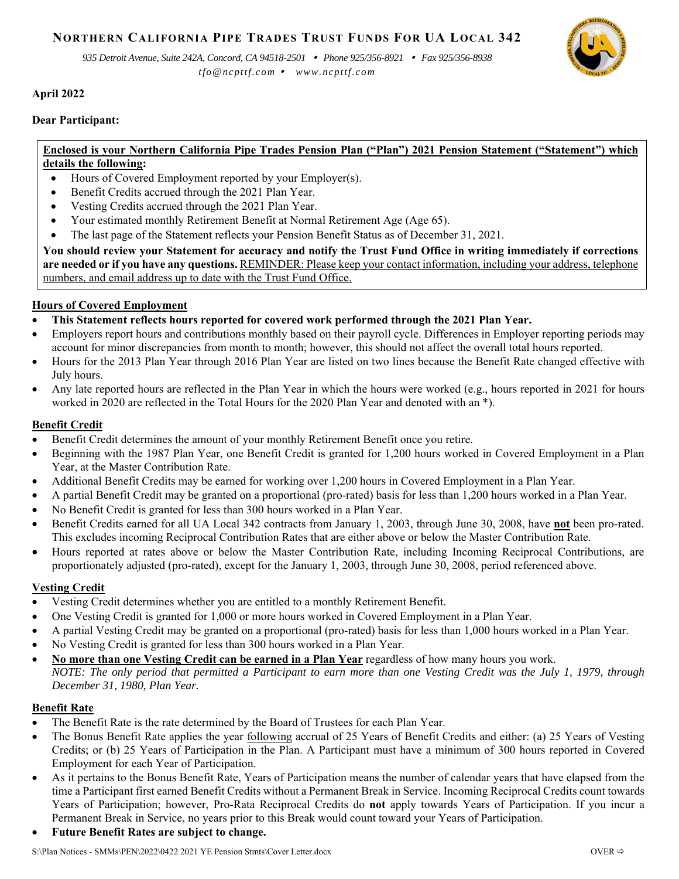# NORTHERN CALIFORNIA PIPE TRADES TRUST FUNDS FOR UA LOCAL 342

*935 Detroit Avenue, Suite 242A, Concord, CA 94518-2501 • Phone 925/356-8921 • Fax 925/356-8938*
*tfo@ncpttf.com • www.ncpttf.com*

**April 2022**

**Dear Participant:**

**Enclosed is your Northern California Pipe Trades Pension Plan ("Plan") 2021 Pension Statement ("Statement") which details the following:**

- Hours of Covered Employment reported by your Employer(s).
- Benefit Credits accrued through the 2021 Plan Year.
- Vesting Credits accrued through the 2021 Plan Year.
- Your estimated monthly Retirement Benefit at Normal Retirement Age (Age 65).
- The last page of the Statement reflects your Pension Benefit Status as of December 31, 2021.

**You should review your Statement for accuracy and notify the Trust Fund Office in writing immediately if corrections are needed or if you have any questions.** REMINDER: Please keep your contact information, including your address, telephone numbers, and email address up to date with the Trust Fund Office.

## Hours of Covered Employment

- **This Statement reflects hours reported for covered work performed through the 2021 Plan Year.**
- Employers report hours and contributions monthly based on their payroll cycle. Differences in Employer reporting periods may account for minor discrepancies from month to month; however, this should not affect the overall total hours reported.
- Hours for the 2013 Plan Year through 2016 Plan Year are listed on two lines because the Benefit Rate changed effective with July hours.
- Any late reported hours are reflected in the Plan Year in which the hours were worked (e.g., hours reported in 2021 for hours worked in 2020 are reflected in the Total Hours for the 2020 Plan Year and denoted with an *).

## Benefit Credit

- Benefit Credit determines the amount of your monthly Retirement Benefit once you retire.
- Beginning with the 1987 Plan Year, one Benefit Credit is granted for 1,200 hours worked in Covered Employment in a Plan Year, at the Master Contribution Rate.
- Additional Benefit Credits may be earned for working over 1,200 hours in Covered Employment in a Plan Year.
- A partial Benefit Credit may be granted on a proportional (pro-rated) basis for less than 1,200 hours worked in a Plan Year.
- No Benefit Credit is granted for less than 300 hours worked in a Plan Year.
- Benefit Credits earned for all UA Local 342 contracts from January 1, 2003, through June 30, 2008, have **not** been pro-rated. This excludes incoming Reciprocal Contribution Rates that are either above or below the Master Contribution Rate.
- Hours reported at rates above or below the Master Contribution Rate, including Incoming Reciprocal Contributions, are proportionately adjusted (pro-rated), except for the January 1, 2003, through June 30, 2008, period referenced above.

## Vesting Credit

- Vesting Credit determines whether you are entitled to a monthly Retirement Benefit.
- One Vesting Credit is granted for 1,000 or more hours worked in Covered Employment in a Plan Year.
- A partial Vesting Credit may be granted on a proportional (pro-rated) basis for less than 1,000 hours worked in a Plan Year.
- No Vesting Credit is granted for less than 300 hours worked in a Plan Year.
- **No more than one Vesting Credit can be earned in a Plan Year** regardless of how many hours you work.
  *NOTE: The only period that permitted a Participant to earn more than one Vesting Credit was the July 1, 1979, through December 31, 1980, Plan Year.*

## Benefit Rate

- The Benefit Rate is the rate determined by the Board of Trustees for each Plan Year.
- The Bonus Benefit Rate applies the year following accrual of 25 Years of Benefit Credits and either: (a) 25 Years of Vesting Credits; or (b) 25 Years of Participation in the Plan. A Participant must have a minimum of 300 hours reported in Covered Employment for each Year of Participation.
- As it pertains to the Bonus Benefit Rate, Years of Participation means the number of calendar years that have elapsed from the time a Participant first earned Benefit Credits without a Permanent Break in Service. Incoming Reciprocal Credits count towards Years of Participation; however, Pro-Rata Reciprocal Credits do **not** apply towards Years of Participation. If you incur a Permanent Break in Service, no years prior to this Break would count toward your Years of Participation.
- **Future Benefit Rates are subject to change.**

S:\Plan Notices - SMMs\PEN\2022\0422 2021 YE Pension Stmts\Cover Letter.docx OVER ⇨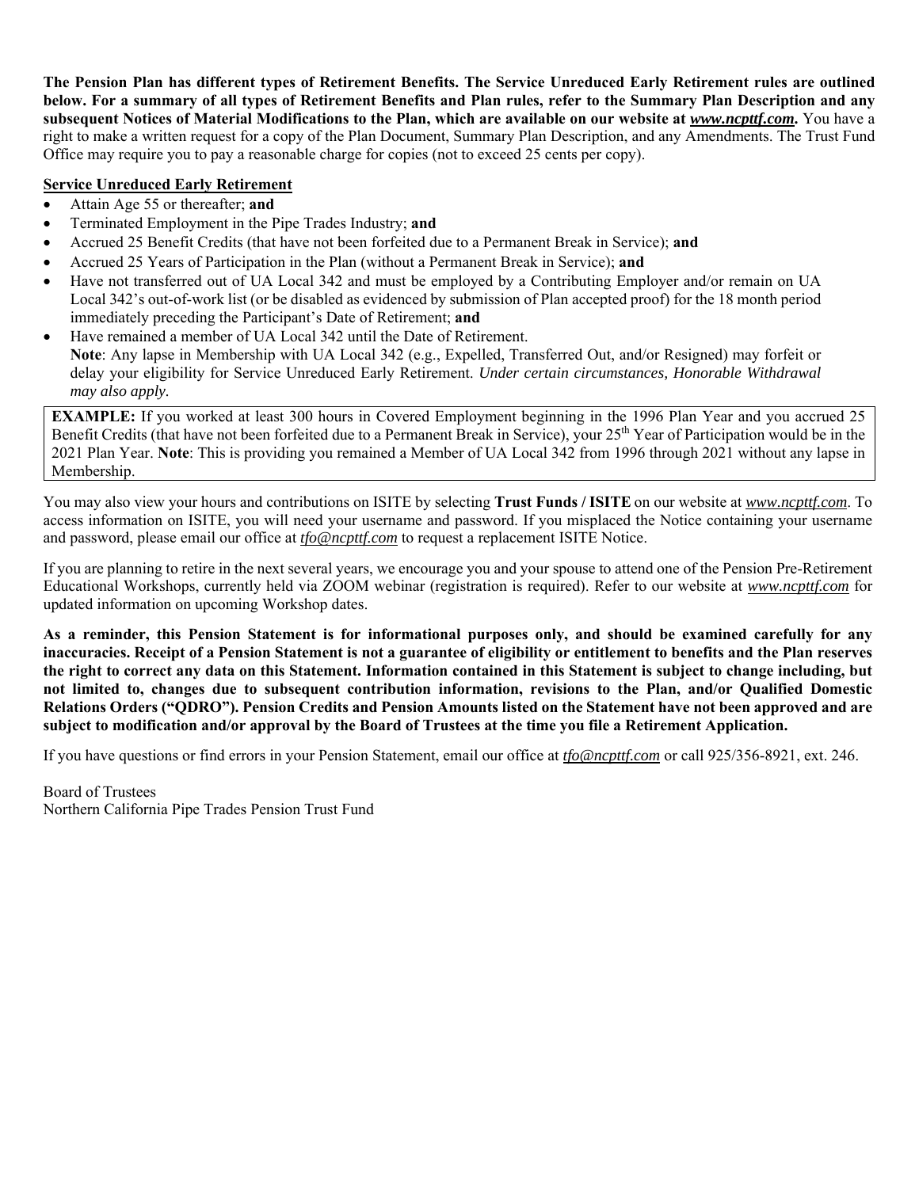**The Pension Plan has different types of Retirement Benefits. The Service Unreduced Early Retirement rules are outlined below. For a summary of all types of Retirement Benefits and Plan rules, refer to the Summary Plan Description and any subsequent Notices of Material Modifications to the Plan, which are available on our website at *www.ncpttf.com*.** You have a right to make a written request for a copy of the Plan Document, Summary Plan Description, and any Amendments. The Trust Fund Office may require you to pay a reasonable charge for copies (not to exceed 25 cents per copy).

**Service Unreduced Early Retirement**

- Attain Age 55 or thereafter; **and**
- Terminated Employment in the Pipe Trades Industry; **and**
- Accrued 25 Benefit Credits (that have not been forfeited due to a Permanent Break in Service); **and**
- Accrued 25 Years of Participation in the Plan (without a Permanent Break in Service); **and**
- Have not transferred out of UA Local 342 and must be employed by a Contributing Employer and/or remain on UA Local 342's out-of-work list (or be disabled as evidenced by submission of Plan accepted proof) for the 18 month period immediately preceding the Participant's Date of Retirement; **and**
- Have remained a member of UA Local 342 until the Date of Retirement.
  **Note**: Any lapse in Membership with UA Local 342 (e.g., Expelled, Transferred Out, and/or Resigned) may forfeit or delay your eligibility for Service Unreduced Early Retirement. *Under certain circumstances, Honorable Withdrawal may also apply.*

**EXAMPLE:** If you worked at least 300 hours in Covered Employment beginning in the 1996 Plan Year and you accrued 25 Benefit Credits (that have not been forfeited due to a Permanent Break in Service), your 25th Year of Participation would be in the 2021 Plan Year. **Note**: This is providing you remained a Member of UA Local 342 from 1996 through 2021 without any lapse in Membership.

You may also view your hours and contributions on ISITE by selecting **Trust Funds / ISITE** on our website at *www.ncpttf.com*. To access information on ISITE, you will need your username and password. If you misplaced the Notice containing your username and password, please email our office at *tfo@ncpttf.com* to request a replacement ISITE Notice.

If you are planning to retire in the next several years, we encourage you and your spouse to attend one of the Pension Pre-Retirement Educational Workshops, currently held via ZOOM webinar (registration is required). Refer to our website at *www.ncpttf.com* for updated information on upcoming Workshop dates.

**As a reminder, this Pension Statement is for informational purposes only, and should be examined carefully for any inaccuracies. Receipt of a Pension Statement is not a guarantee of eligibility or entitlement to benefits and the Plan reserves the right to correct any data on this Statement. Information contained in this Statement is subject to change including, but not limited to, changes due to subsequent contribution information, revisions to the Plan, and/or Qualified Domestic Relations Orders ("QDRO"). Pension Credits and Pension Amounts listed on the Statement have not been approved and are subject to modification and/or approval by the Board of Trustees at the time you file a Retirement Application.**

If you have questions or find errors in your Pension Statement, email our office at *tfo@ncpttf.com* or call 925/356-8921, ext. 246.

Board of Trustees
Northern California Pipe Trades Pension Trust Fund